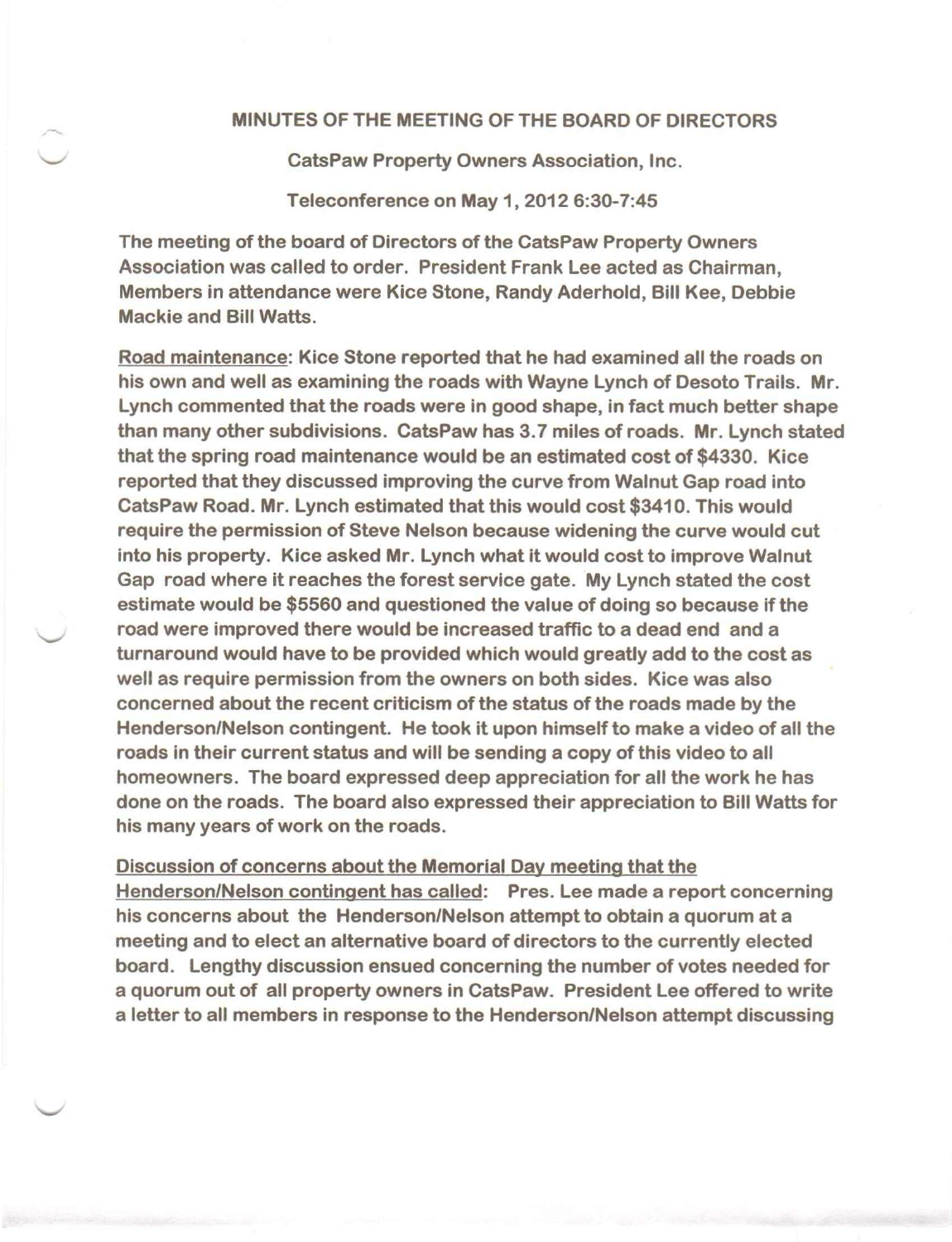# MINUTES OF THE MEETING OF THE BOARD OF DIRECTORS

## CatsPaw Property Owners Association, Inc.

### Teleconference on May 1, 2012 6:30-7:45

The meeting of the board of Directors of the CatsPaw Property Owners Association was called to order. President Frank Lee acted as Chairman, Members in attendance were Kice Stone, Randy Aderhold, Bill Kee, Debbie Mackie and Bill Watts.

Road maintenance: Kice Stone reported that he had examined all the roads on his own and well as examining the roads with Wayne Lynch of Desoto Trails. Mr. Lynch commented that the roads were in good shape, in fact much better shape than many other subdivisions. CatsPaw has 3.7 miles of roads. Mr. Lynch stated that the spring road maintenance would be an estimated cost of $4330. Kice reported that they discussed improving the curve from Walnut Gap road into CatsPaw Road. Mr. Lynch estimated that this would cost $3410. This would require the permission of Steve Nelson because widening the curve would cut into his property. Kice asked Mr. Lynch what it would cost to improve Walnut Gap road where it reaches the forest service gate. My Lynch stated the cost estimate would be $5560 and questioned the value of doing so because if the road were improved there would be increased traffic to a dead end and a turnaround would have to be provided which would greatly add to the cost as well as require permission from the owners on both sides. Kice was also concerned about the recent criticism of the status of the roads made by the Henderson/Nelson contingent. He took it upon himself to make a video of all the roads in their current status and will be sending a copy of this video to all homeowners. The board expressed deep appreciation for all the work he has done on the roads. The board also expressed their appreciation to Bill Watts for his many years of work on the roads.

Discussion of concerns about the Memorial Day meeting that the Henderson/Nelson contingent has called: Pres. Lee made a report concerning his concerns about the Henderson/Nelson attempt to obtain a quorum at a meeting and to elect an alternative board of directors to the currently elected board. Lengthy discussion ensued concerning the number of votes needed for a quorum out of all property owners in CatsPaw. President Lee offered to write a letter to all members in response to the Henderson/Nelson attempt discussing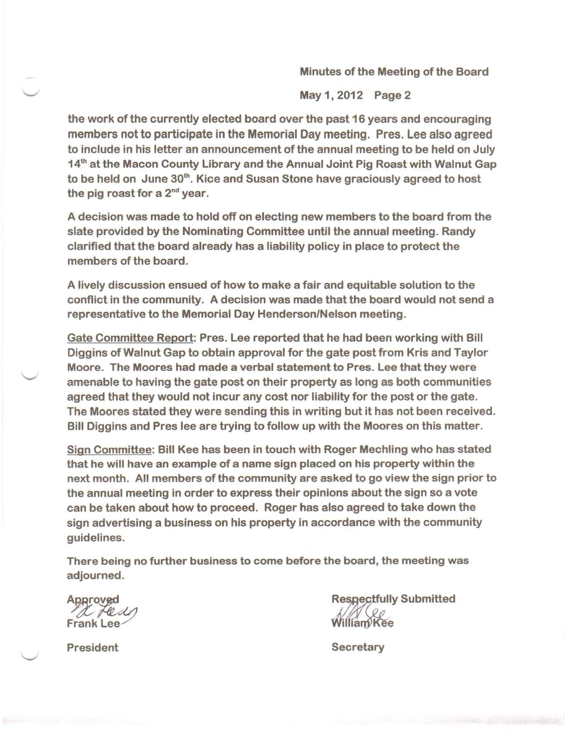the work of the currently elected board over the past 16 years and encouraging members not to participate in the Memorial Day meeting. Pres. Lee also agreed to include in his letter an announcement of the annual meeting to be held on July 14th at the Macon County Library and the Annual Joint Pig Roast with Walnut Gap to be held on June 30th. Kice and Susan Stone have graciously agreed to host the pig roast for a 2nd year.

A decision was made to hold off on electing new members to the board from the slate provided by the Nominating Committee until the annual meeting. Randy clarified that the board already has a liability policy in place to protect the members of the board.

A lively discussion ensued of how to make a fair and equitable solution to the conflict in the community. A decision was made that the board would not send a representative to the Memorial Day Henderson/Nelson meeting.

Gate Committee Report: Pres. Lee reported that he had been working with Bill Diggins of Walnut Gap to obtain approval for the gate post from Kris and Taylor Moore. The Moores had made a verbal statement to Pres. Lee that they were amenable to having the gate post on their property as long as both communities agreed that they would not incur any cost nor liability for the post or the gate. The Moores stated they were sending this in writing but it has not been received. Bill Diggins and Pres lee are trying to follow up with the Moores on this matter.

Sign Committee: Bill Kee has been in touch with Roger Mechling who has stated that he will have an example of a name sign placed on his property within the next month. All members of the community are asked to go view the sign prior to the annual meeting in order to express their opinions about the sign so a vote can be taken about how to proceed. Roger has also agreed to take down the sign advertising a business on his property in accordance with the community guidelines.

There being no further business to come before the board, the meeting was adjourned.

Approved
Frank Lee
President

Respectfully Submitted
William Kee
Secretary